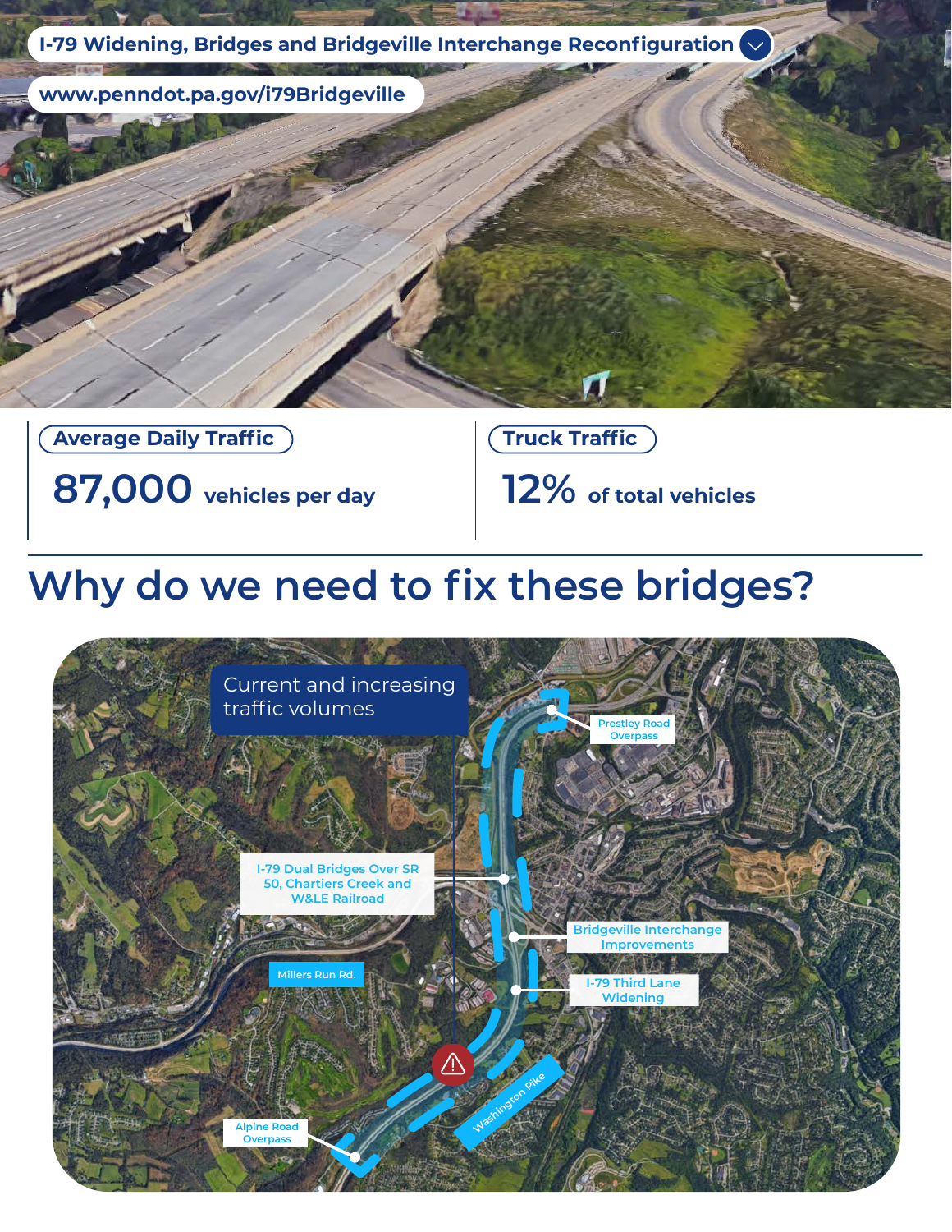# I-79 Widening, Bridges and Bridgeville Interchange Reconfiguration

www.penndot.pa.gov/i79Bridgeville

**Average Daily Traffic**

**87,000** vehicles per day

**Truck Traffic**

**12%** of total vehicles

## Why do we need to fix these bridges?

Current and increasing traffic volumes

Prestley Road Overpass

I-79 Dual Bridges Over SR 50, Chartiers Creek and W&LE Railroad

Bridgeville Interchange Improvements

Millers Run Rd.

I-79 Third Lane Widening

Washington Pike

Alpine Road Overpass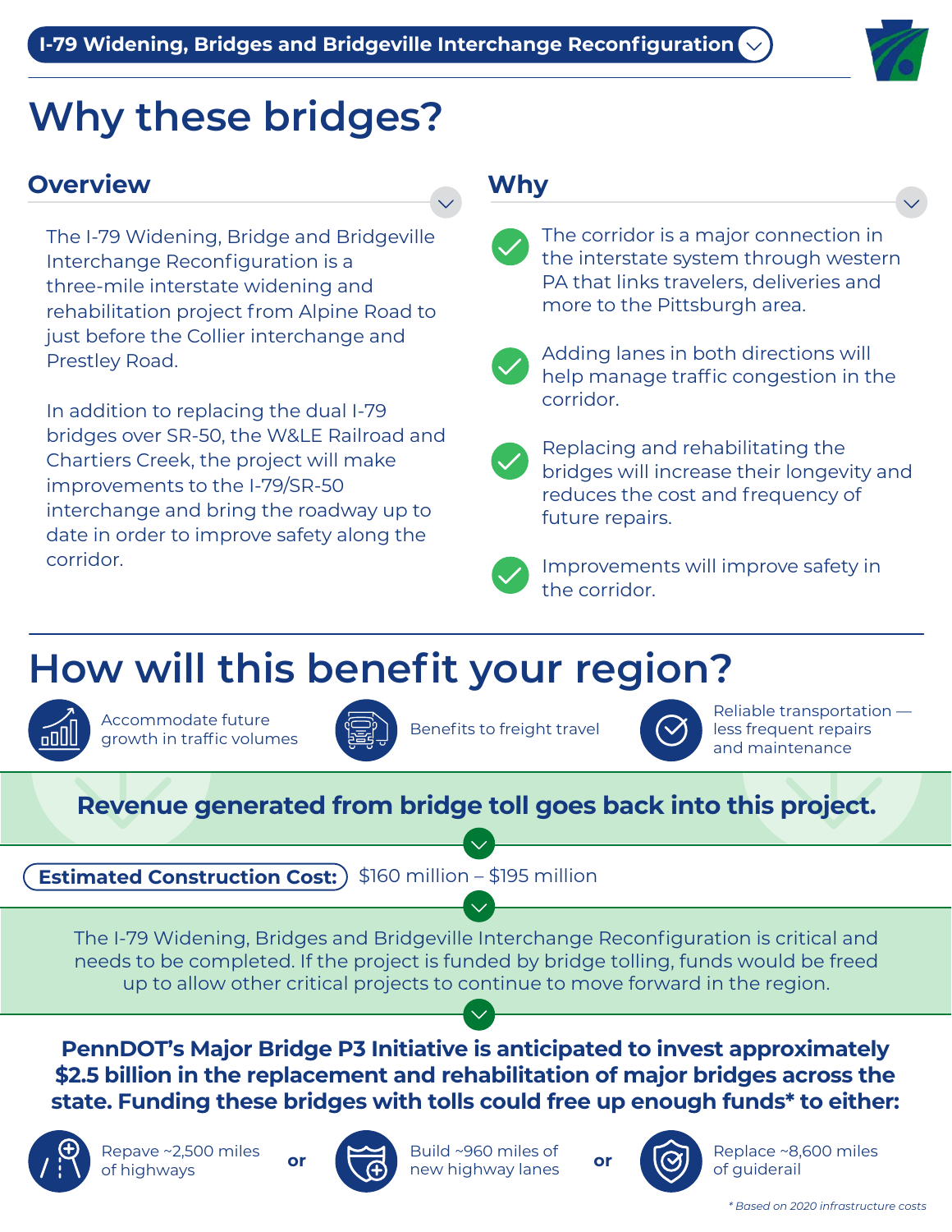I-79 Widening, Bridges and Bridgeville Interchange Reconfiguration

# Why these bridges?

## Overview

The I-79 Widening, Bridge and Bridgeville Interchange Reconfiguration is a three-mile interstate widening and rehabilitation project from Alpine Road to just before the Collier interchange and Prestley Road.

In addition to replacing the dual I-79 bridges over SR-50, the W&LE Railroad and Chartiers Creek, the project will make improvements to the I-79/SR-50 interchange and bring the roadway up to date in order to improve safety along the corridor.

## Why

- The corridor is a major connection in the interstate system through western PA that links travelers, deliveries and more to the Pittsburgh area.
- Adding lanes in both directions will help manage traffic congestion in the corridor.
- Replacing and rehabilitating the bridges will increase their longevity and reduces the cost and frequency of future repairs.
- Improvements will improve safety in the corridor.

# How will this benefit your region?

- Accommodate future growth in traffic volumes
- Benefits to freight travel
- Reliable transportation — less frequent repairs and maintenance

**Revenue generated from bridge toll goes back into this project.**

**Estimated Construction Cost:** $160 million – $195 million

The I-79 Widening, Bridges and Bridgeville Interchange Reconfiguration is critical and needs to be completed. If the project is funded by bridge tolling, funds would be freed up to allow other critical projects to continue to move forward in the region.

**PennDOT's Major Bridge P3 Initiative is anticipated to invest approximately $2.5 billion in the replacement and rehabilitation of major bridges across the state. Funding these bridges with tolls could free up enough funds* to either:**

Repave ~2,500 miles of highways **or** Build ~960 miles of new highway lanes **or** Replace ~8,600 miles of guiderail

*\* Based on 2020 infrastructure costs*